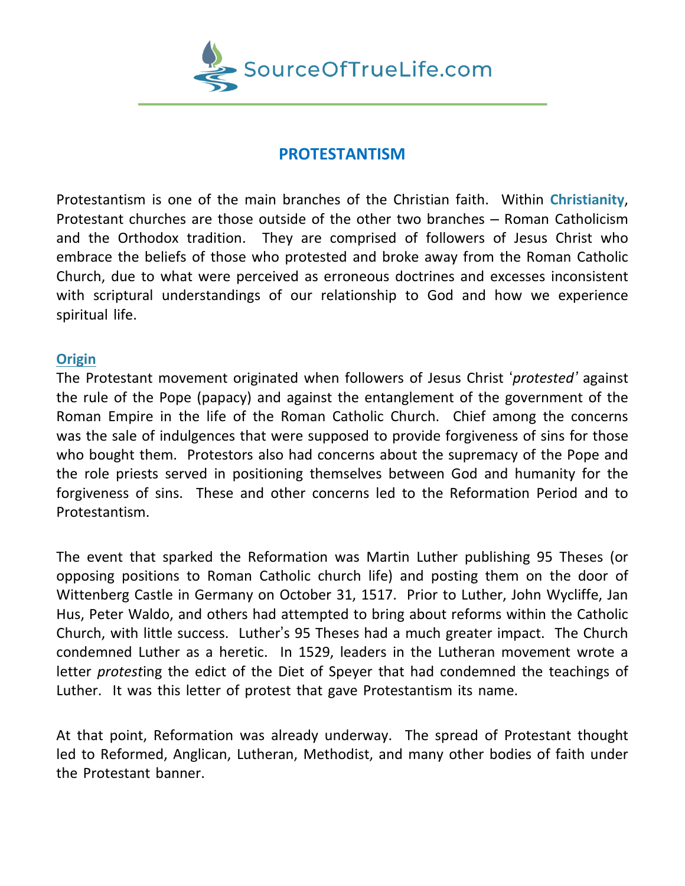# PROTESTANTISM

Protestantism is one of the main branches of the Christian faith. Within **Christianity**, Protestant churches are those outside of the other two branches – Roman Catholicism and the Orthodox tradition. They are comprised of followers of Jesus Christ who embrace the beliefs of those who protested and broke away from the Roman Catholic Church, due to what were perceived as erroneous doctrines and excesses inconsistent with scriptural understandings of our relationship to God and how we experience spiritual life.

## Origin

The Protestant movement originated when followers of Jesus Christ '*protested*' against the rule of the Pope (papacy) and against the entanglement of the government of the Roman Empire in the life of the Roman Catholic Church. Chief among the concerns was the sale of indulgences that were supposed to provide forgiveness of sins for those who bought them. Protestors also had concerns about the supremacy of the Pope and the role priests served in positioning themselves between God and humanity for the forgiveness of sins. These and other concerns led to the Reformation Period and to Protestantism.

The event that sparked the Reformation was Martin Luther publishing 95 Theses (or opposing positions to Roman Catholic church life) and posting them on the door of Wittenberg Castle in Germany on October 31, 1517. Prior to Luther, John Wycliffe, Jan Hus, Peter Waldo, and others had attempted to bring about reforms within the Catholic Church, with little success. Luther's 95 Theses had a much greater impact. The Church condemned Luther as a heretic. In 1529, leaders in the Lutheran movement wrote a letter *protest*ing the edict of the Diet of Speyer that had condemned the teachings of Luther. It was this letter of protest that gave Protestantism its name.

At that point, Reformation was already underway. The spread of Protestant thought led to Reformed, Anglican, Lutheran, Methodist, and many other bodies of faith under the Protestant banner.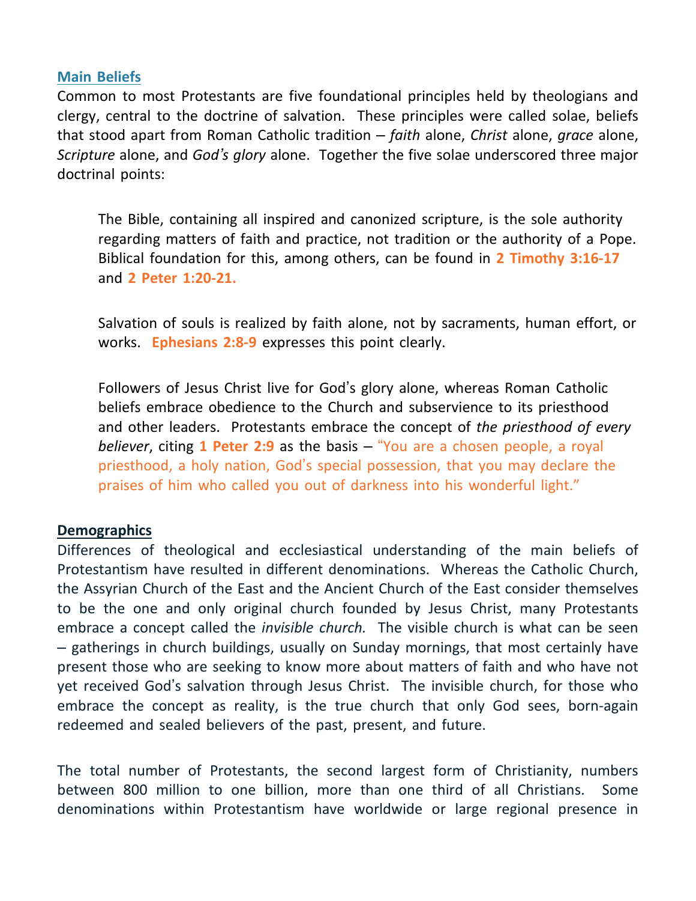## Main Beliefs

Common to most Protestants are five foundational principles held by theologians and clergy, central to the doctrine of salvation. These principles were called solae, beliefs that stood apart from Roman Catholic tradition – *faith* alone, *Christ* alone, *grace* alone, *Scripture* alone, and *God's glory* alone. Together the five solae underscored three major doctrinal points:

> The Bible, containing all inspired and canonized scripture, is the sole authority regarding matters of faith and practice, not tradition or the authority of a Pope. Biblical foundation for this, among others, can be found in **2 Timothy 3:16-17** and **2 Peter 1:20-21.**
>
> Salvation of souls is realized by faith alone, not by sacraments, human effort, or works. **Ephesians 2:8-9** expresses this point clearly.
>
> Followers of Jesus Christ live for God's glory alone, whereas Roman Catholic beliefs embrace obedience to the Church and subservience to its priesthood and other leaders. Protestants embrace the concept of *the priesthood of every believer*, citing **1 Peter 2:9** as the basis – "You are a chosen people, a royal priesthood, a holy nation, God's special possession, that you may declare the praises of him who called you out of darkness into his wonderful light."

## Demographics

Differences of theological and ecclesiastical understanding of the main beliefs of Protestantism have resulted in different denominations. Whereas the Catholic Church, the Assyrian Church of the East and the Ancient Church of the East consider themselves to be the one and only original church founded by Jesus Christ, many Protestants embrace a concept called the *invisible church.* The visible church is what can be seen – gatherings in church buildings, usually on Sunday mornings, that most certainly have present those who are seeking to know more about matters of faith and who have not yet received God's salvation through Jesus Christ. The invisible church, for those who embrace the concept as reality, is the true church that only God sees, born-again redeemed and sealed believers of the past, present, and future.

The total number of Protestants, the second largest form of Christianity, numbers between 800 million to one billion, more than one third of all Christians. Some denominations within Protestantism have worldwide or large regional presence in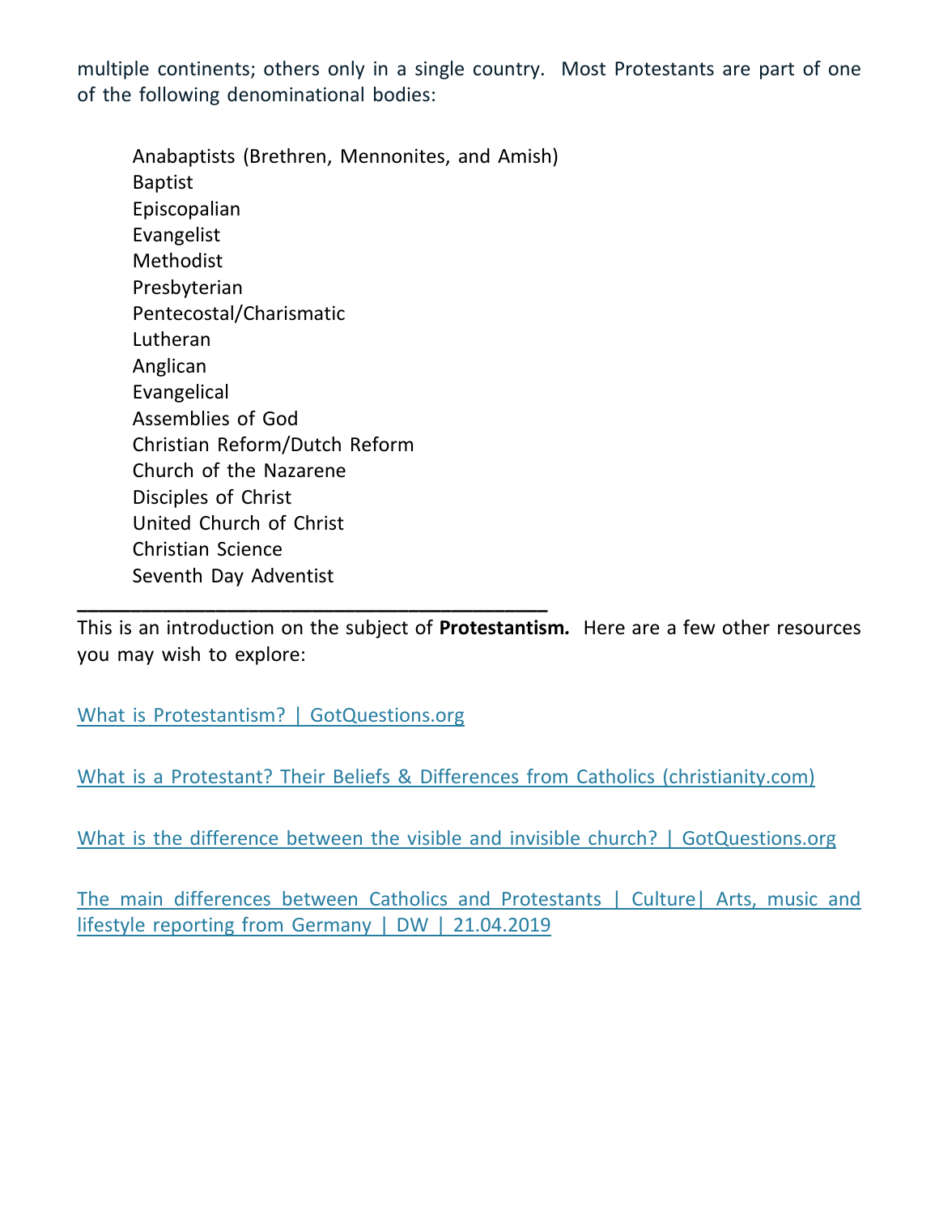multiple continents; others only in a single country. Most Protestants are part of one of the following denominational bodies:

- Anabaptists (Brethren, Mennonites, and Amish)
- Baptist
- Episcopalian
- Evangelist
- Methodist
- Presbyterian
- Pentecostal/Charismatic
- Lutheran
- Anglican
- Evangelical
- Assemblies of God
- Christian Reform/Dutch Reform
- Church of the Nazarene
- Disciples of Christ
- United Church of Christ
- Christian Science
- Seventh Day Adventist

---

This is an introduction on the subject of **Protestantism.** Here are a few other resources you may wish to explore:

What is Protestantism? | GotQuestions.org

What is a Protestant? Their Beliefs & Differences from Catholics (christianity.com)

What is the difference between the visible and invisible church? | GotQuestions.org

The main differences between Catholics and Protestants | Culture| Arts, music and lifestyle reporting from Germany | DW | 21.04.2019